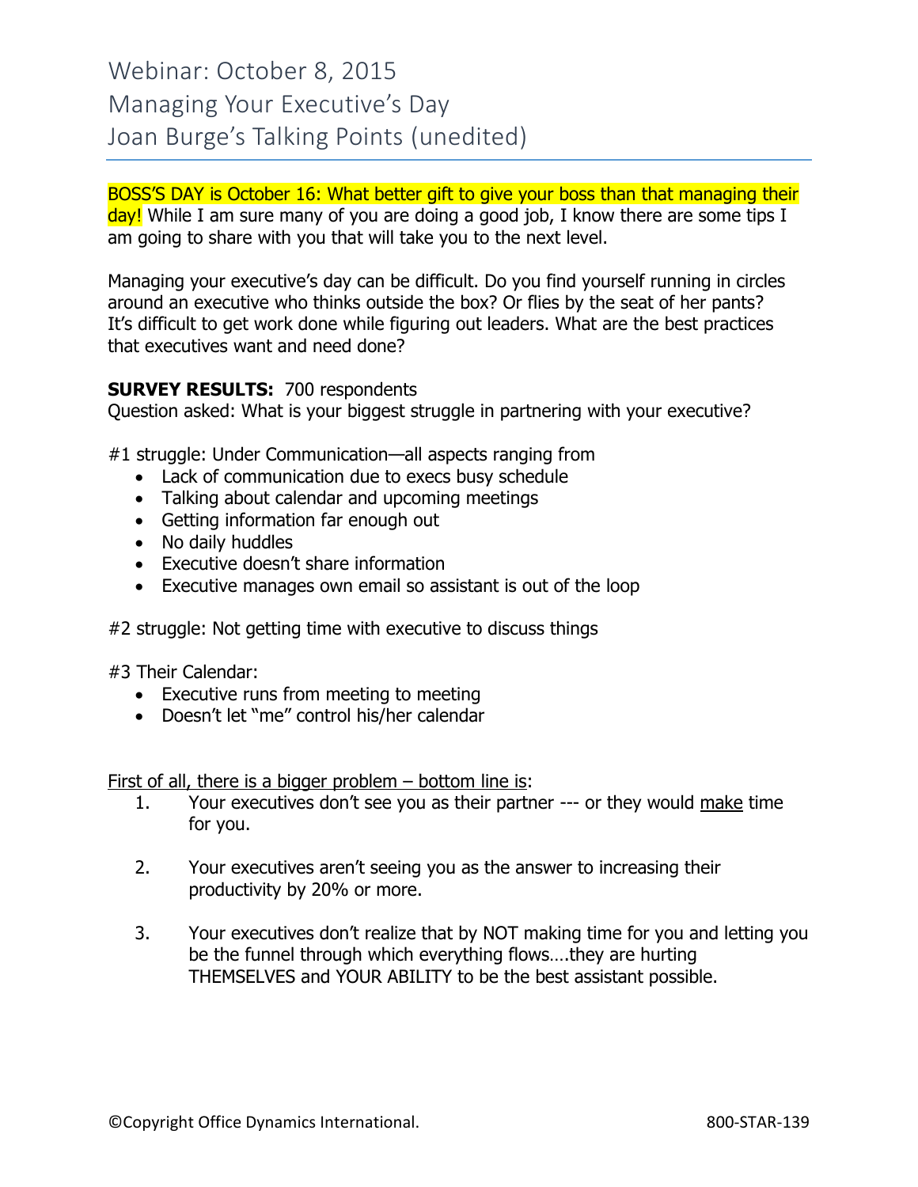# Webinar: October 8, 2015
# Managing Your Executive's Day
# Joan Burge's Talking Points (unedited)

BOSS'S DAY is October 16: What better gift to give your boss than that managing their day! While I am sure many of you are doing a good job, I know there are some tips I am going to share with you that will take you to the next level.

Managing your executive's day can be difficult. Do you find yourself running in circles around an executive who thinks outside the box? Or flies by the seat of her pants? It's difficult to get work done while figuring out leaders. What are the best practices that executives want and need done?

**SURVEY RESULTS:** 700 respondents
Question asked: What is your biggest struggle in partnering with your executive?

#1 struggle: Under Communication—all aspects ranging from

- Lack of communication due to execs busy schedule
- Talking about calendar and upcoming meetings
- Getting information far enough out
- No daily huddles
- Executive doesn't share information
- Executive manages own email so assistant is out of the loop

#2 struggle: Not getting time with executive to discuss things

#3 Their Calendar:

- Executive runs from meeting to meeting
- Doesn't let "me" control his/her calendar

First of all, there is a bigger problem – bottom line is:

1. Your executives don't see you as their partner --- or they would make time for you.

2. Your executives aren't seeing you as the answer to increasing their productivity by 20% or more.

3. Your executives don't realize that by NOT making time for you and letting you be the funnel through which everything flows….they are hurting THEMSELVES and YOUR ABILITY to be the best assistant possible.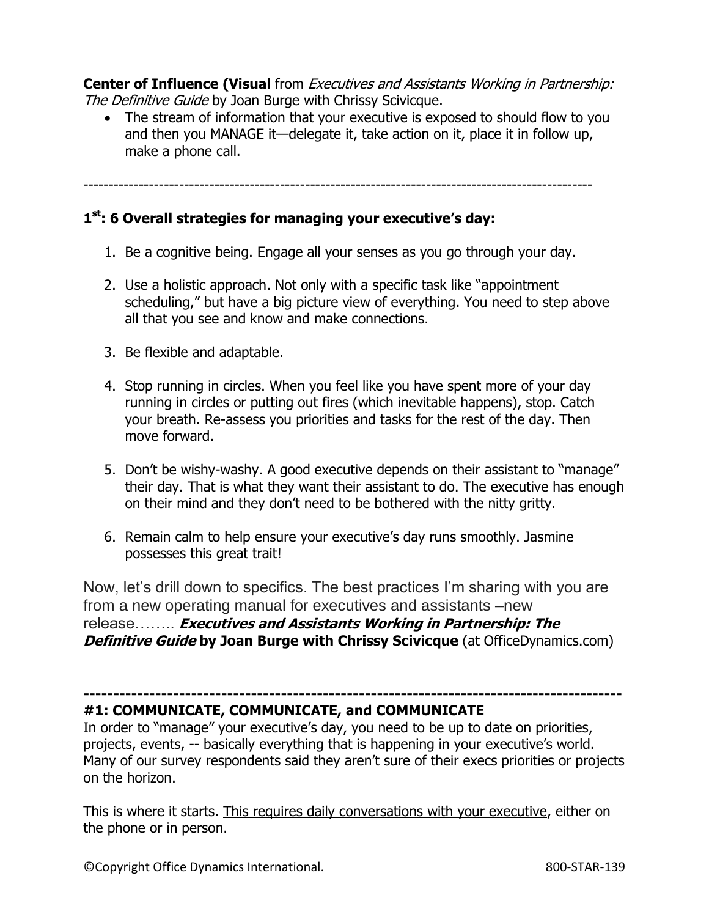**Center of Influence (Visual** from *Executives and Assistants Working in Partnership: The Definitive Guide* by Joan Burge with Chrissy Scivicque.

- The stream of information that your executive is exposed to should flow to you and then you MANAGE it—delegate it, take action on it, place it in follow up, make a phone call.

---

**1st: 6 Overall strategies for managing your executive's day:**

1. Be a cognitive being. Engage all your senses as you go through your day.

2. Use a holistic approach. Not only with a specific task like "appointment scheduling," but have a big picture view of everything. You need to step above all that you see and know and make connections.

3. Be flexible and adaptable.

4. Stop running in circles. When you feel like you have spent more of your day running in circles or putting out fires (which inevitable happens), stop. Catch your breath. Re-assess you priorities and tasks for the rest of the day. Then move forward.

5. Don't be wishy-washy. A good executive depends on their assistant to "manage" their day. That is what they want their assistant to do. The executive has enough on their mind and they don't need to be bothered with the nitty gritty.

6. Remain calm to help ensure your executive's day runs smoothly. Jasmine possesses this great trait!

Now, let's drill down to specifics. The best practices I'm sharing with you are from a new operating manual for executives and assistants –new release…….. ***Executives and Assistants Working in Partnership: The Definitive Guide* by Joan Burge with Chrissy Scivicque** (at OfficeDynamics.com)

---

**#1: COMMUNICATE, COMMUNICATE, and COMMUNICATE**

In order to "manage" your executive's day, you need to be up to date on priorities, projects, events, -- basically everything that is happening in your executive's world. Many of our survey respondents said they aren't sure of their execs priorities or projects on the horizon.

This is where it starts. This requires daily conversations with your executive, either on the phone or in person.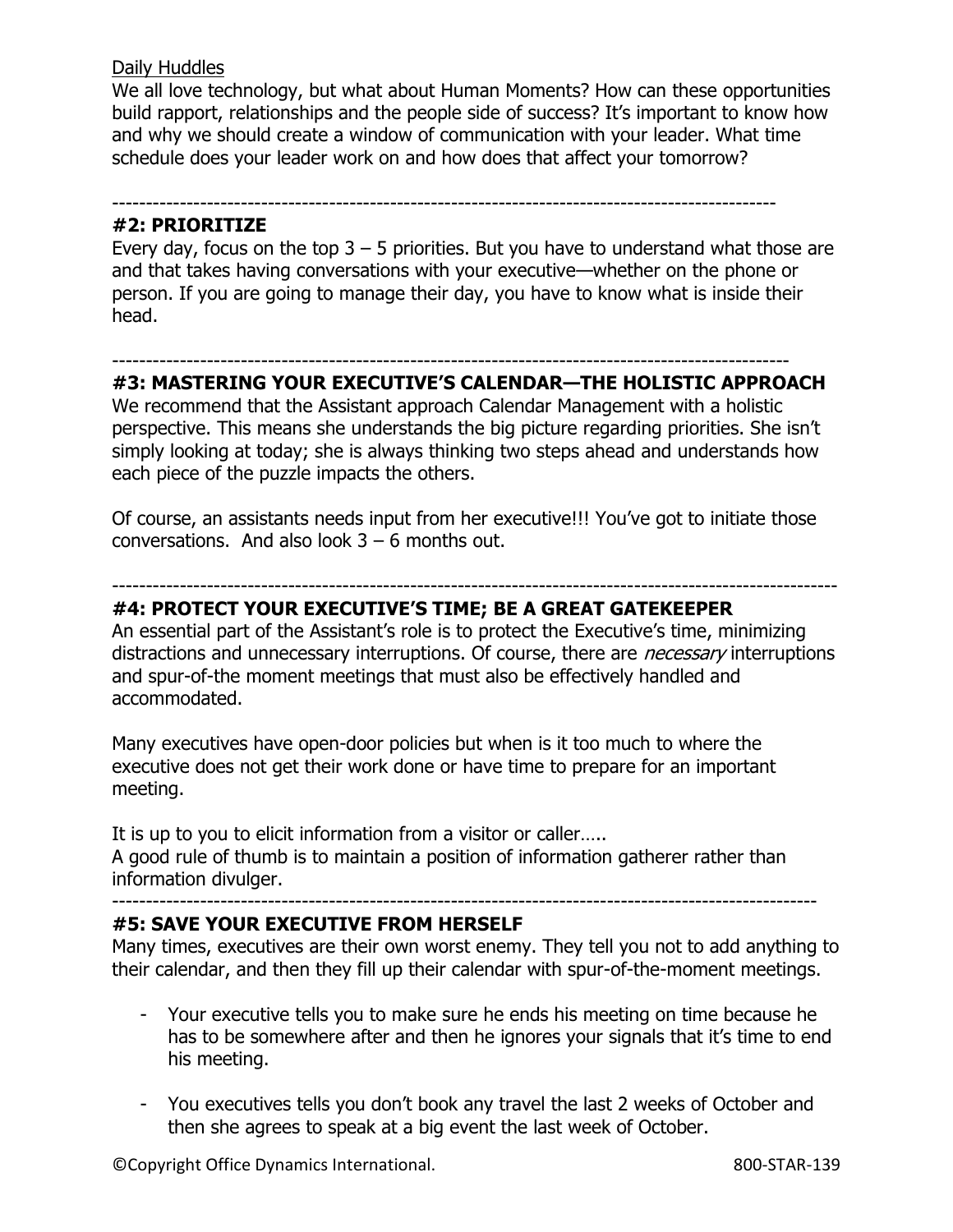Daily Huddles

We all love technology, but what about Human Moments? How can these opportunities build rapport, relationships and the people side of success? It's important to know how and why we should create a window of communication with your leader. What time schedule does your leader work on and how does that affect your tomorrow?

---

**#2: PRIORITIZE**

Every day, focus on the top 3 – 5 priorities. But you have to understand what those are and that takes having conversations with your executive—whether on the phone or person. If you are going to manage their day, you have to know what is inside their head.

---

**#3: MASTERING YOUR EXECUTIVE'S CALENDAR—THE HOLISTIC APPROACH**

We recommend that the Assistant approach Calendar Management with a holistic perspective. This means she understands the big picture regarding priorities. She isn't simply looking at today; she is always thinking two steps ahead and understands how each piece of the puzzle impacts the others.

Of course, an assistants needs input from her executive!!! You've got to initiate those conversations. And also look 3 – 6 months out.

---

**#4: PROTECT YOUR EXECUTIVE'S TIME; BE A GREAT GATEKEEPER**

An essential part of the Assistant's role is to protect the Executive's time, minimizing distractions and unnecessary interruptions. Of course, there are *necessary* interruptions and spur-of-the moment meetings that must also be effectively handled and accommodated.

Many executives have open-door policies but when is it too much to where the executive does not get their work done or have time to prepare for an important meeting.

It is up to you to elicit information from a visitor or caller…..
A good rule of thumb is to maintain a position of information gatherer rather than information divulger.

---

**#5: SAVE YOUR EXECUTIVE FROM HERSELF**

Many times, executives are their own worst enemy. They tell you not to add anything to their calendar, and then they fill up their calendar with spur-of-the-moment meetings.

- Your executive tells you to make sure he ends his meeting on time because he has to be somewhere after and then he ignores your signals that it's time to end his meeting.

- You executives tells you don't book any travel the last 2 weeks of October and then she agrees to speak at a big event the last week of October.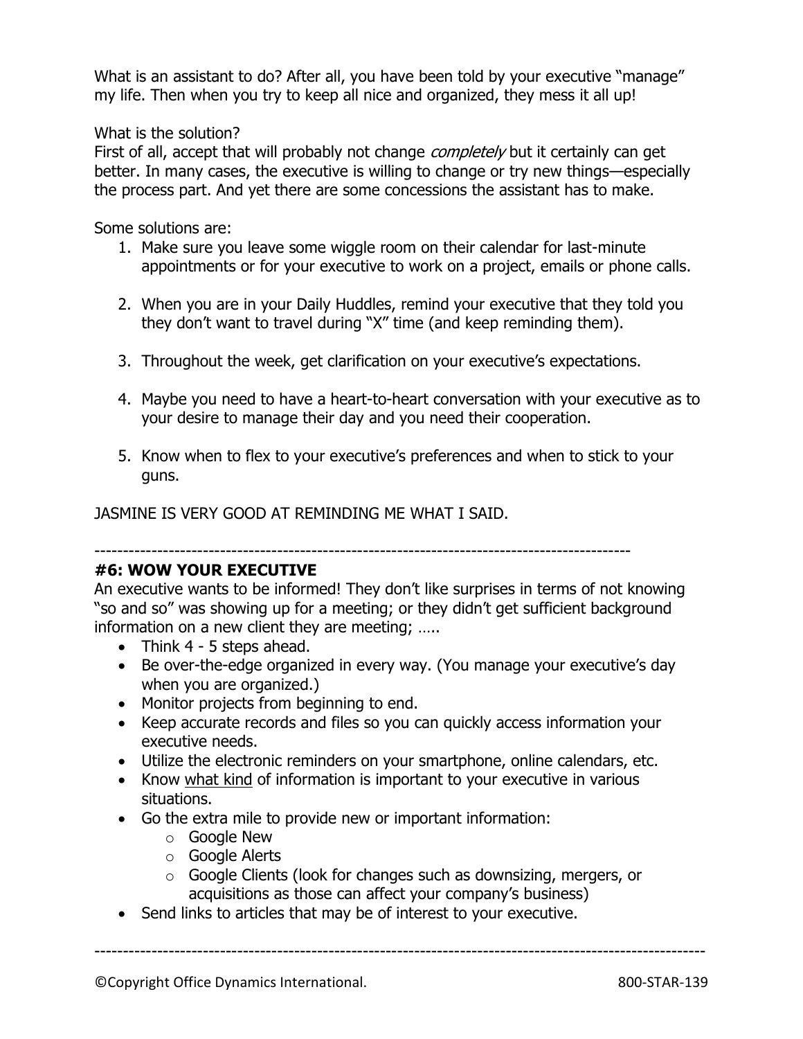What is an assistant to do? After all, you have been told by your executive "manage" my life. Then when you try to keep all nice and organized, they mess it all up!

What is the solution?
First of all, accept that will probably not change *completely* but it certainly can get better. In many cases, the executive is willing to change or try new things—especially the process part. And yet there are some concessions the assistant has to make.

Some solutions are:

1. Make sure you leave some wiggle room on their calendar for last-minute appointments or for your executive to work on a project, emails or phone calls.

2. When you are in your Daily Huddles, remind your executive that they told you they don't want to travel during "X" time (and keep reminding them).

3. Throughout the week, get clarification on your executive's expectations.

4. Maybe you need to have a heart-to-heart conversation with your executive as to your desire to manage their day and you need their cooperation.

5. Know when to flex to your executive's preferences and when to stick to your guns.

JASMINE IS VERY GOOD AT REMINDING ME WHAT I SAID.

---

**#6: WOW YOUR EXECUTIVE**
An executive wants to be informed! They don't like surprises in terms of not knowing "so and so" was showing up for a meeting; or they didn't get sufficient background information on a new client they are meeting; …..

- Think 4 - 5 steps ahead.
- Be over-the-edge organized in every way. (You manage your executive's day when you are organized.)
- Monitor projects from beginning to end.
- Keep accurate records and files so you can quickly access information your executive needs.
- Utilize the electronic reminders on your smartphone, online calendars, etc.
- Know <u>what kind</u> of information is important to your executive in various situations.
- Go the extra mile to provide new or important information:
  - Google New
  - Google Alerts
  - Google Clients (look for changes such as downsizing, mergers, or acquisitions as those can affect your company's business)
- Send links to articles that may be of interest to your executive.

---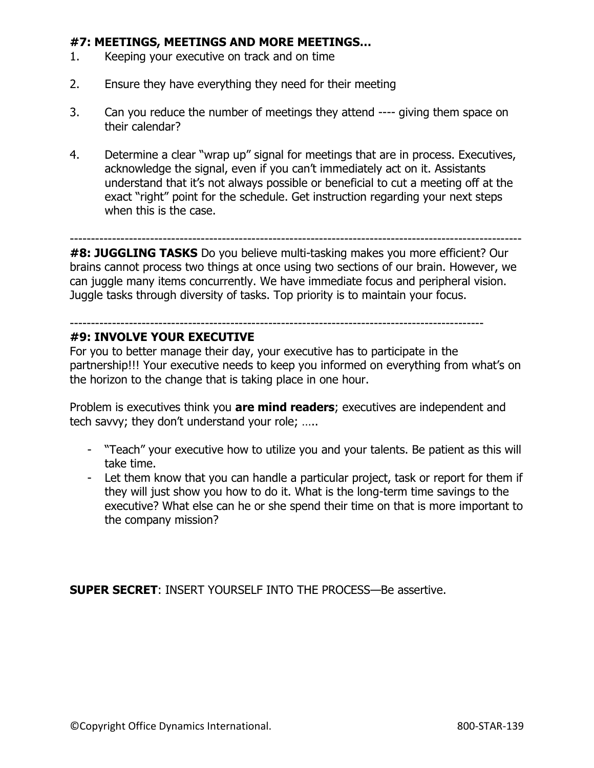**#7: MEETINGS, MEETINGS AND MORE MEETINGS…**

1. Keeping your executive on track and on time

2. Ensure they have everything they need for their meeting

3. Can you reduce the number of meetings they attend ---- giving them space on their calendar?

4. Determine a clear "wrap up" signal for meetings that are in process. Executives, acknowledge the signal, even if you can't immediately act on it. Assistants understand that it's not always possible or beneficial to cut a meeting off at the exact "right" point for the schedule. Get instruction regarding your next steps when this is the case.

---

**#8: JUGGLING TASKS** Do you believe multi-tasking makes you more efficient? Our brains cannot process two things at once using two sections of our brain. However, we can juggle many items concurrently. We have immediate focus and peripheral vision. Juggle tasks through diversity of tasks. Top priority is to maintain your focus.

---

**#9: INVOLVE YOUR EXECUTIVE**

For you to better manage their day, your executive has to participate in the partnership!!! Your executive needs to keep you informed on everything from what's on the horizon to the change that is taking place in one hour.

Problem is executives think you **are mind readers**; executives are independent and tech savvy; they don't understand your role; …..

- "Teach" your executive how to utilize you and your talents. Be patient as this will take time.
- Let them know that you can handle a particular project, task or report for them if they will just show you how to do it. What is the long-term time savings to the executive? What else can he or she spend their time on that is more important to the company mission?

**SUPER SECRET**: INSERT YOURSELF INTO THE PROCESS—Be assertive.

©Copyright Office Dynamics International. 800-STAR-139